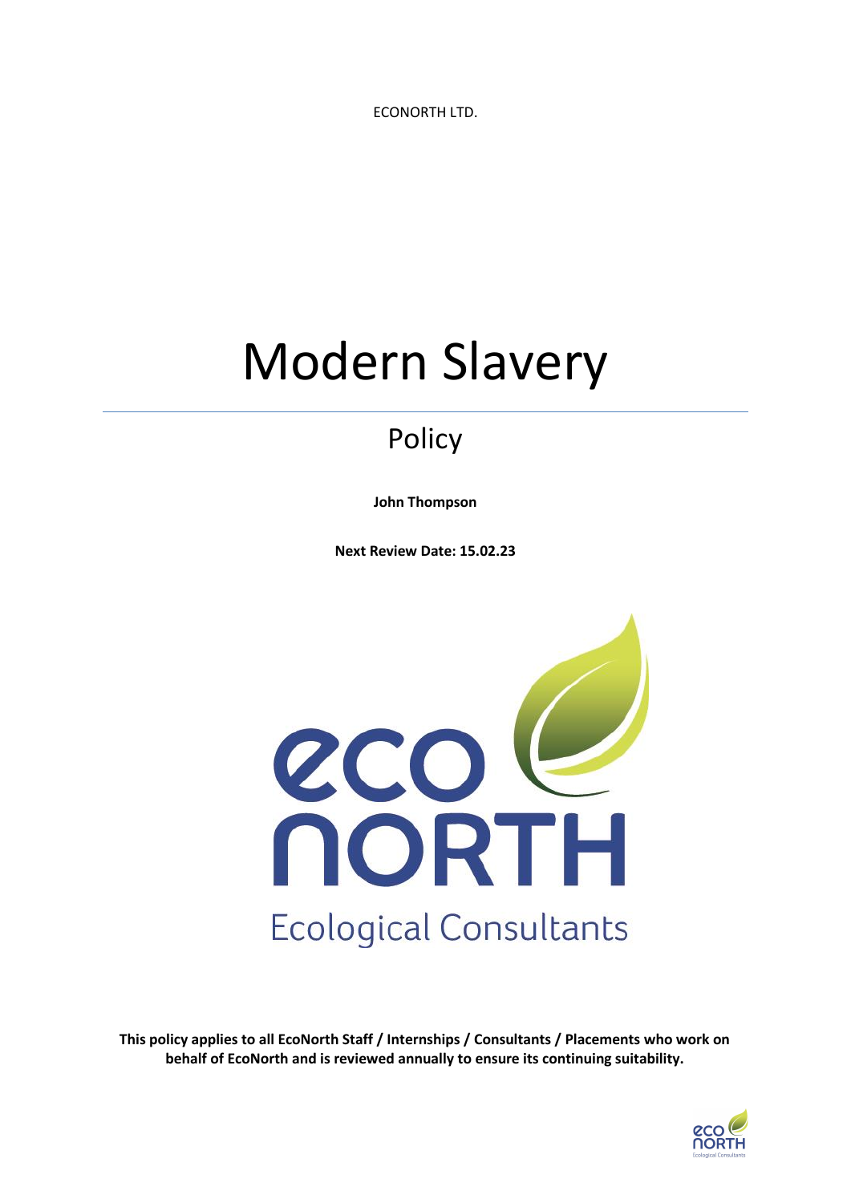ECONORTH LTD.

# Modern Slavery

## Policy

**John Thompson**

**Next Review Date: 15.02.23**

**This policy applies to all EcoNorth Staff / Internships / Consultants / Placements who work on behalf of EcoNorth and is reviewed annually to ensure its continuing suitability.**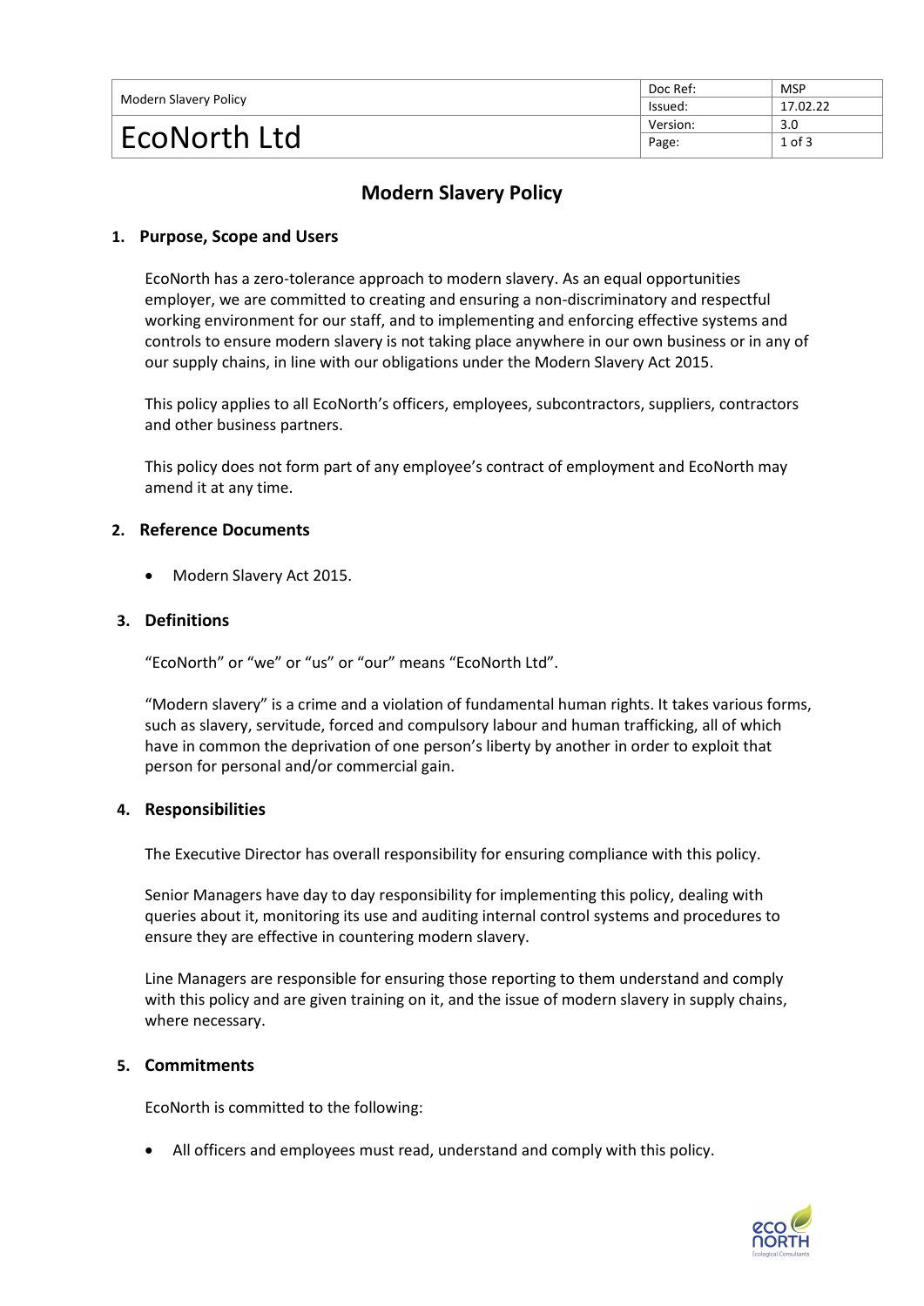# Modern Slavery Policy

## 1. Purpose, Scope and Users

EcoNorth has a zero-tolerance approach to modern slavery. As an equal opportunities employer, we are committed to creating and ensuring a non-discriminatory and respectful working environment for our staff, and to implementing and enforcing effective systems and controls to ensure modern slavery is not taking place anywhere in our own business or in any of our supply chains, in line with our obligations under the Modern Slavery Act 2015.

This policy applies to all EcoNorth's officers, employees, subcontractors, suppliers, contractors and other business partners.

This policy does not form part of any employee's contract of employment and EcoNorth may amend it at any time.

## 2. Reference Documents

- Modern Slavery Act 2015.

## 3. Definitions

"EcoNorth" or "we" or "us" or "our" means "EcoNorth Ltd".

"Modern slavery" is a crime and a violation of fundamental human rights. It takes various forms, such as slavery, servitude, forced and compulsory labour and human trafficking, all of which have in common the deprivation of one person's liberty by another in order to exploit that person for personal and/or commercial gain.

## 4. Responsibilities

The Executive Director has overall responsibility for ensuring compliance with this policy.

Senior Managers have day to day responsibility for implementing this policy, dealing with queries about it, monitoring its use and auditing internal control systems and procedures to ensure they are effective in countering modern slavery.

Line Managers are responsible for ensuring those reporting to them understand and comply with this policy and are given training on it, and the issue of modern slavery in supply chains, where necessary.

## 5. Commitments

EcoNorth is committed to the following:

- All officers and employees must read, understand and comply with this policy.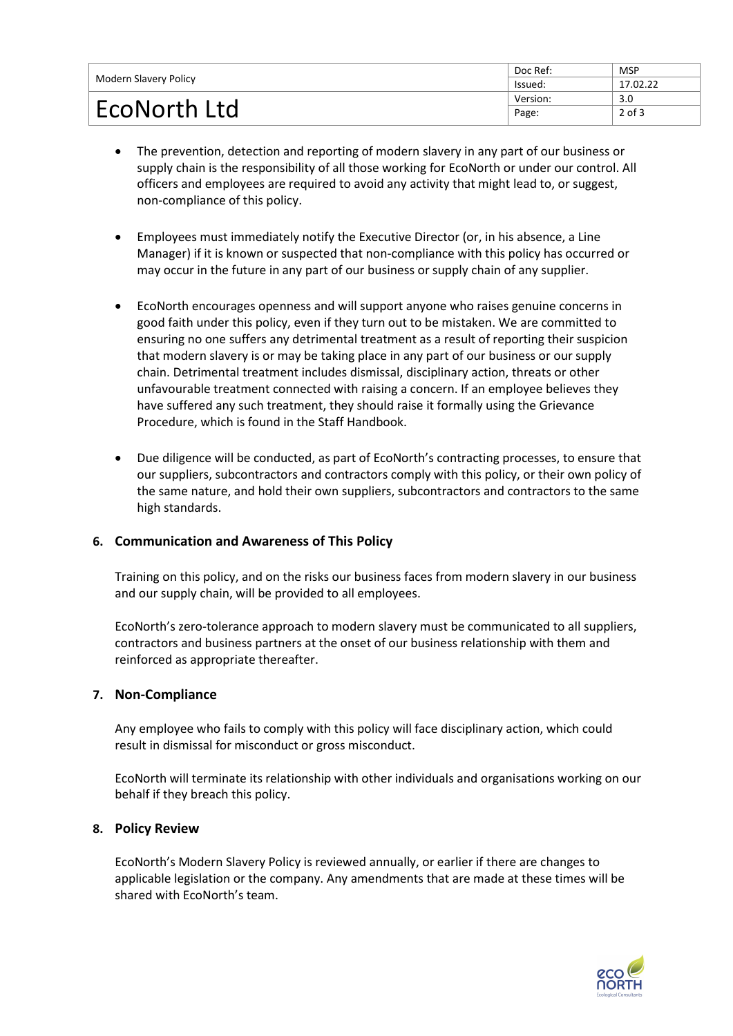- The prevention, detection and reporting of modern slavery in any part of our business or supply chain is the responsibility of all those working for EcoNorth or under our control. All officers and employees are required to avoid any activity that might lead to, or suggest, non-compliance of this policy.

- Employees must immediately notify the Executive Director (or, in his absence, a Line Manager) if it is known or suspected that non-compliance with this policy has occurred or may occur in the future in any part of our business or supply chain of any supplier.

- EcoNorth encourages openness and will support anyone who raises genuine concerns in good faith under this policy, even if they turn out to be mistaken. We are committed to ensuring no one suffers any detrimental treatment as a result of reporting their suspicion that modern slavery is or may be taking place in any part of our business or our supply chain. Detrimental treatment includes dismissal, disciplinary action, threats or other unfavourable treatment connected with raising a concern. If an employee believes they have suffered any such treatment, they should raise it formally using the Grievance Procedure, which is found in the Staff Handbook.

- Due diligence will be conducted, as part of EcoNorth's contracting processes, to ensure that our suppliers, subcontractors and contractors comply with this policy, or their own policy of the same nature, and hold their own suppliers, subcontractors and contractors to the same high standards.

## 6. Communication and Awareness of This Policy

Training on this policy, and on the risks our business faces from modern slavery in our business and our supply chain, will be provided to all employees.

EcoNorth's zero-tolerance approach to modern slavery must be communicated to all suppliers, contractors and business partners at the onset of our business relationship with them and reinforced as appropriate thereafter.

## 7. Non-Compliance

Any employee who fails to comply with this policy will face disciplinary action, which could result in dismissal for misconduct or gross misconduct.

EcoNorth will terminate its relationship with other individuals and organisations working on our behalf if they breach this policy.

## 8. Policy Review

EcoNorth's Modern Slavery Policy is reviewed annually, or earlier if there are changes to applicable legislation or the company. Any amendments that are made at these times will be shared with EcoNorth's team.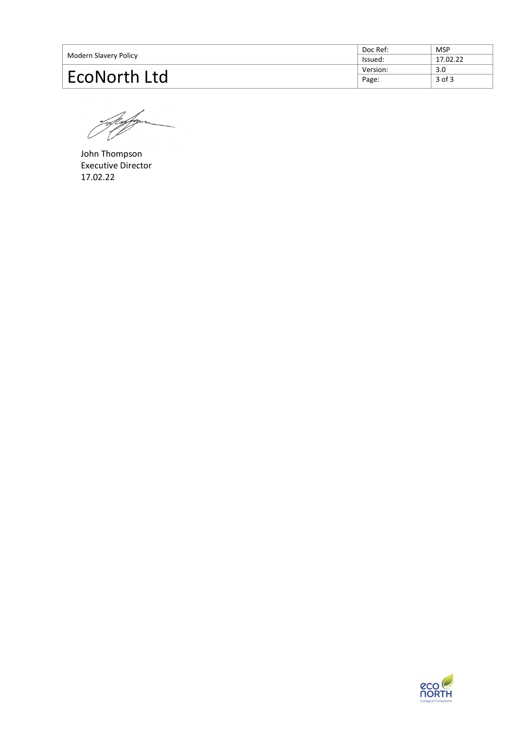John Thompson
Executive Director
17.02.22